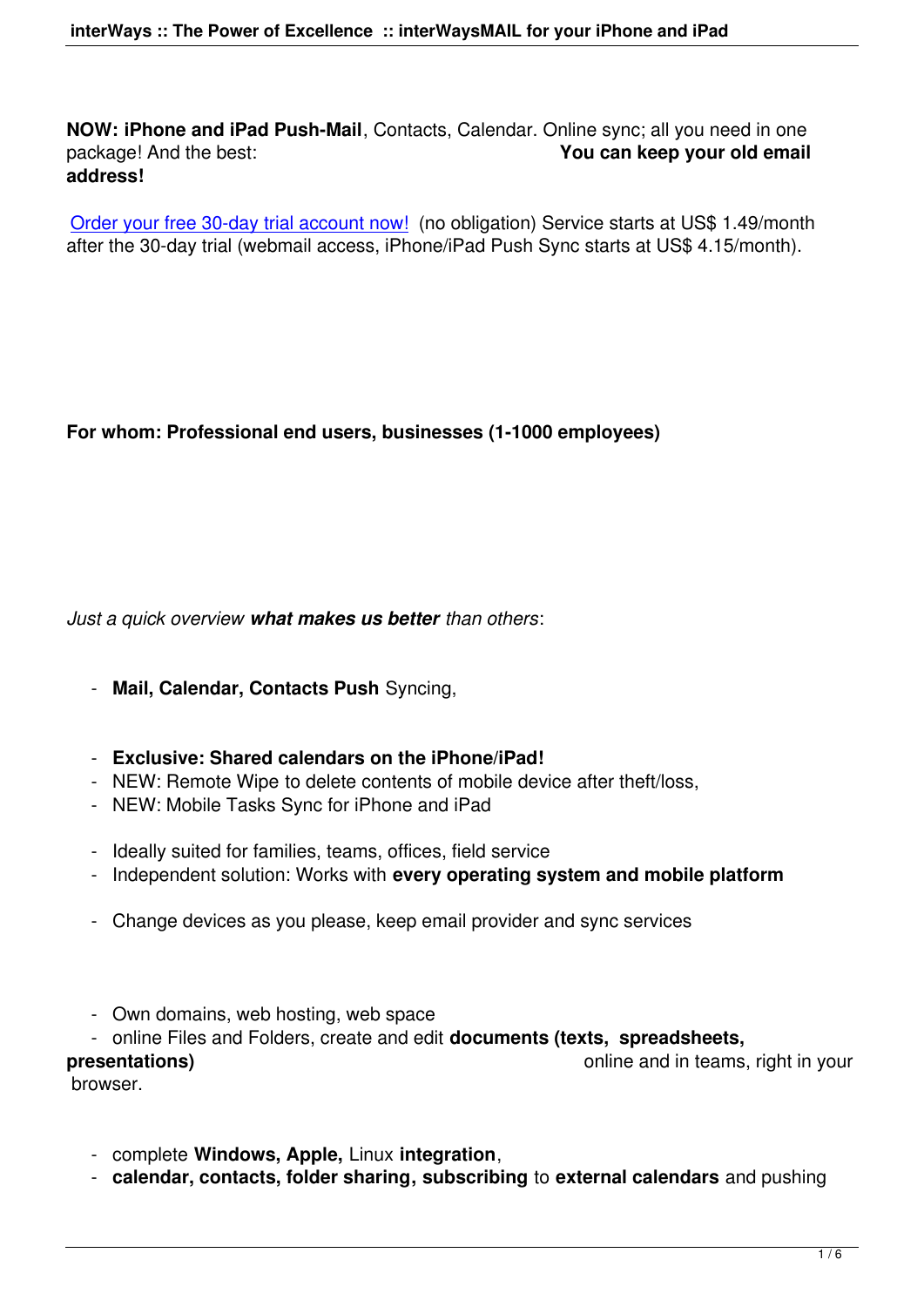**NOW: iPhone and iPad Push-Mail**, Contacts, Calendar. Online sync; all you need in one package! And the best: **You can keep your old email address!**

[Order your free 30-day trial account now!](#) (no obligation) Service starts at US$ 1.49/month after the 30-day trial (webmail access, iPhone/iPad Push Sync starts at US$ 4.15/month).

**For whom: Professional end users, businesses (1-1000 employees)**

*Just a quick overview **what makes us better** than others*:

- **Mail, Calendar, Contacts Push** Syncing,
- **Exclusive: Shared calendars on the iPhone/iPad!**
- NEW: Remote Wipe to delete contents of mobile device after theft/loss,
- NEW: Mobile Tasks Sync for iPhone and iPad
- Ideally suited for families, teams, offices, field service
- Independent solution: Works with **every operating system and mobile platform**
- Change devices as you please, keep email provider and sync services
- Own domains, web hosting, web space
- online Files and Folders, create and edit **documents (texts, spreadsheets, presentations)** online and in teams, right in your browser.
- complete **Windows, Apple,** Linux **integration**,
- **calendar, contacts, folder sharing, subscribing** to **external calendars** and pushing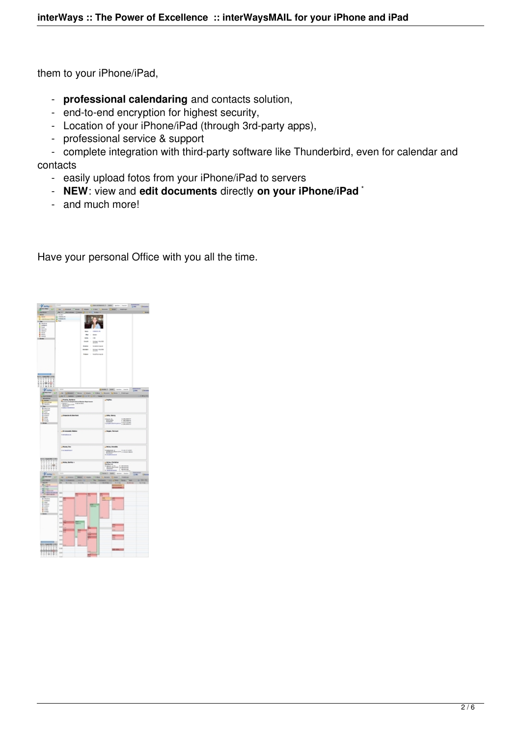them to your iPhone/iPad,

- **professional calendaring** and contacts solution,
- end-to-end encryption for highest security,
- Location of your iPhone/iPad (through 3rd-party apps),
- professional service & support
- complete integration with third-party software like Thunderbird, even for calendar and contacts
- easily upload fotos from your iPhone/iPad to servers
- **NEW**: view and **edit documents** directly **on your iPhone/iPad** *
- and much more!

Have your personal Office with you all the time.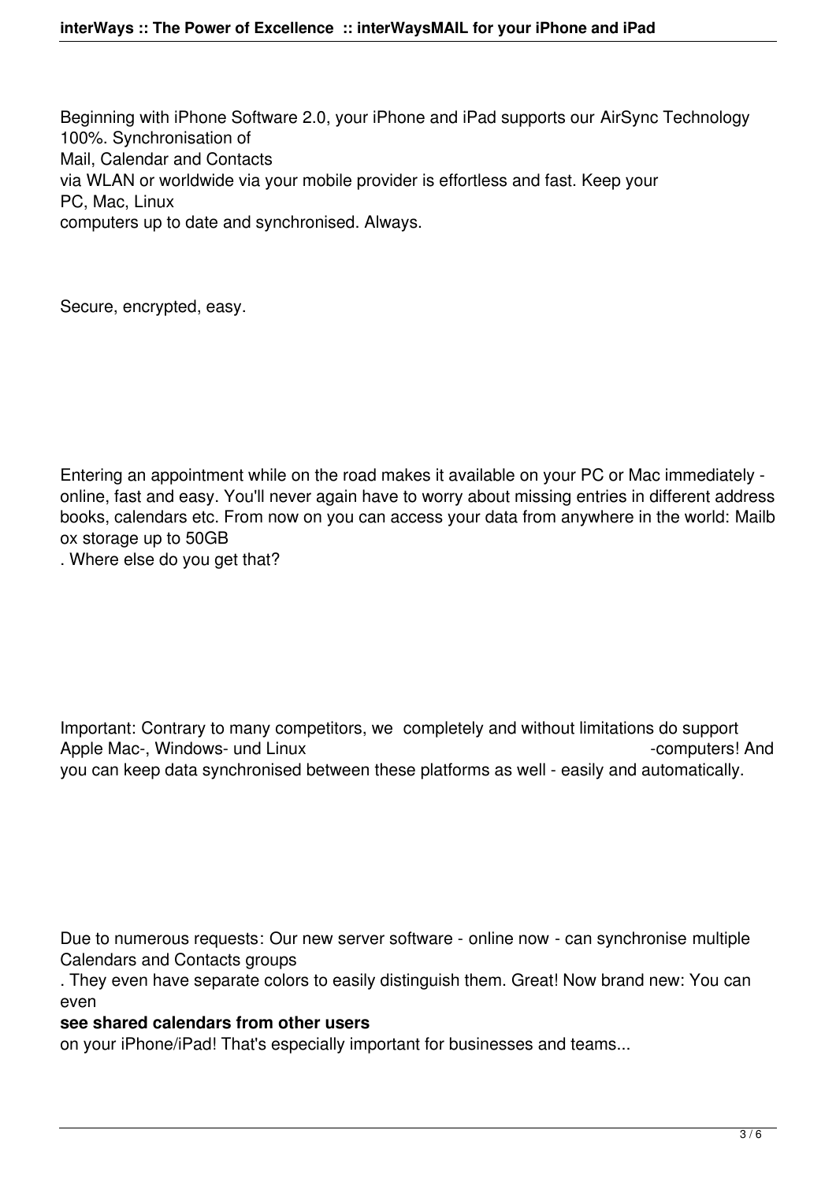Beginning with iPhone Software 2.0, your iPhone and iPad supports our AirSync Technology 100%. Synchronisation of Mail, Calendar and Contacts via WLAN or worldwide via your mobile provider is effortless and fast. Keep your PC, Mac, Linux computers up to date and synchronised. Always.

Secure, encrypted, easy.

Entering an appointment while on the road makes it available on your PC or Mac immediately - online, fast and easy. You'll never again have to worry about missing entries in different address books, calendars etc. From now on you can access your data from anywhere in the world: Mailbox storage up to 50GB. Where else do you get that?

Important: Contrary to many competitors, we completely and without limitations do support Apple Mac-, Windows- und Linux-computers! And you can keep data synchronised between these platforms as well - easily and automatically.

Due to numerous requests: Our new server software - online now - can synchronise multiple Calendars and Contacts groups. They even have separate colors to easily distinguish them. Great! Now brand new: You can even **see shared calendars from other users** on your iPhone/iPad! That's especially important for businesses and teams...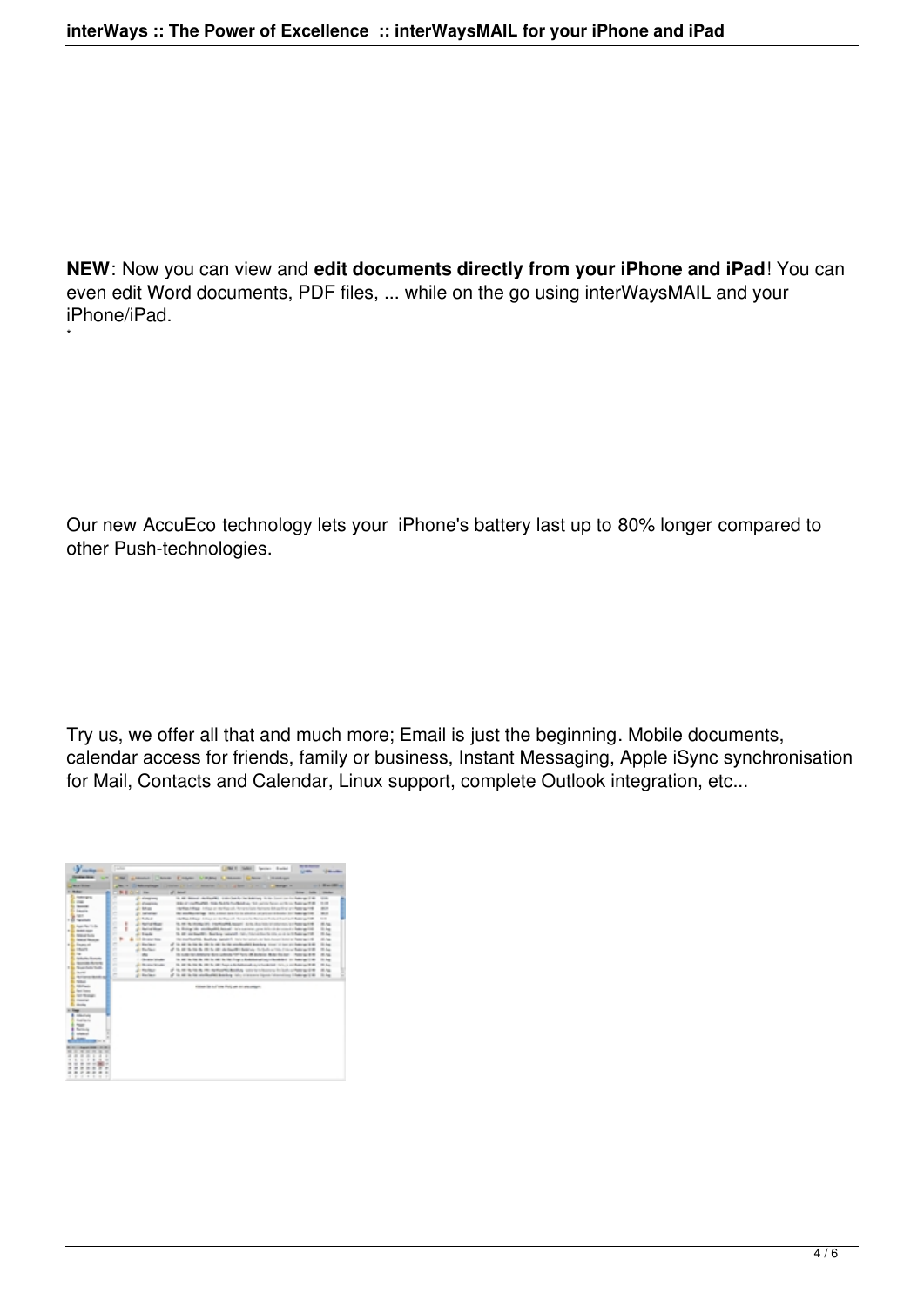**NEW**: Now you can view and **edit documents directly from your iPhone and iPad**! You can even edit Word documents, PDF files, ... while on the go using interWaysMAIL and your iPhone/iPad.
*

Our new AccuEco technology lets your iPhone's battery last up to 80% longer compared to other Push-technologies.

Try us, we offer all that and much more; Email is just the beginning. Mobile documents, calendar access for friends, family or business, Instant Messaging, Apple iSync synchronisation for Mail, Contacts and Calendar, Linux support, complete Outlook integration, etc...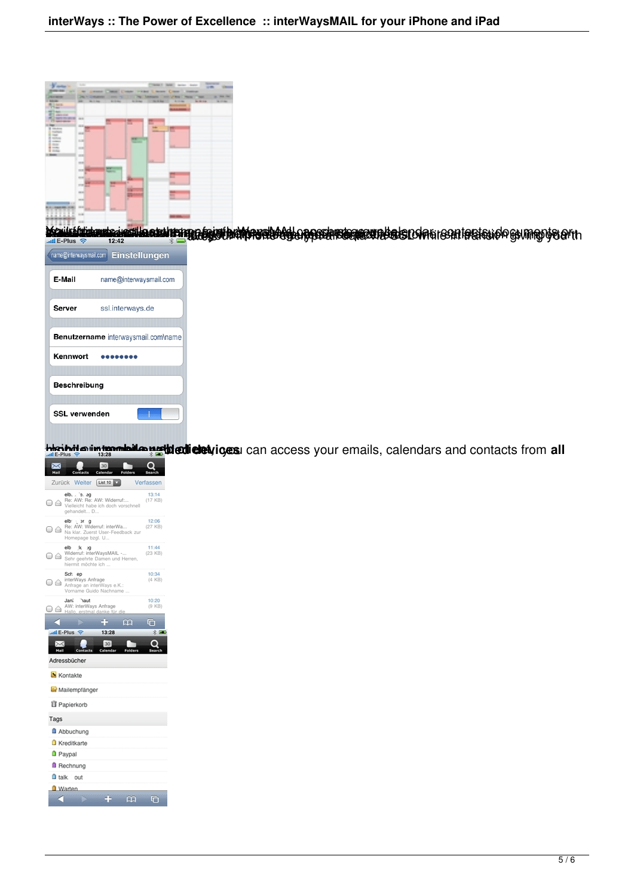... can access your emails, calendars and contacts from **all** ... mobile devices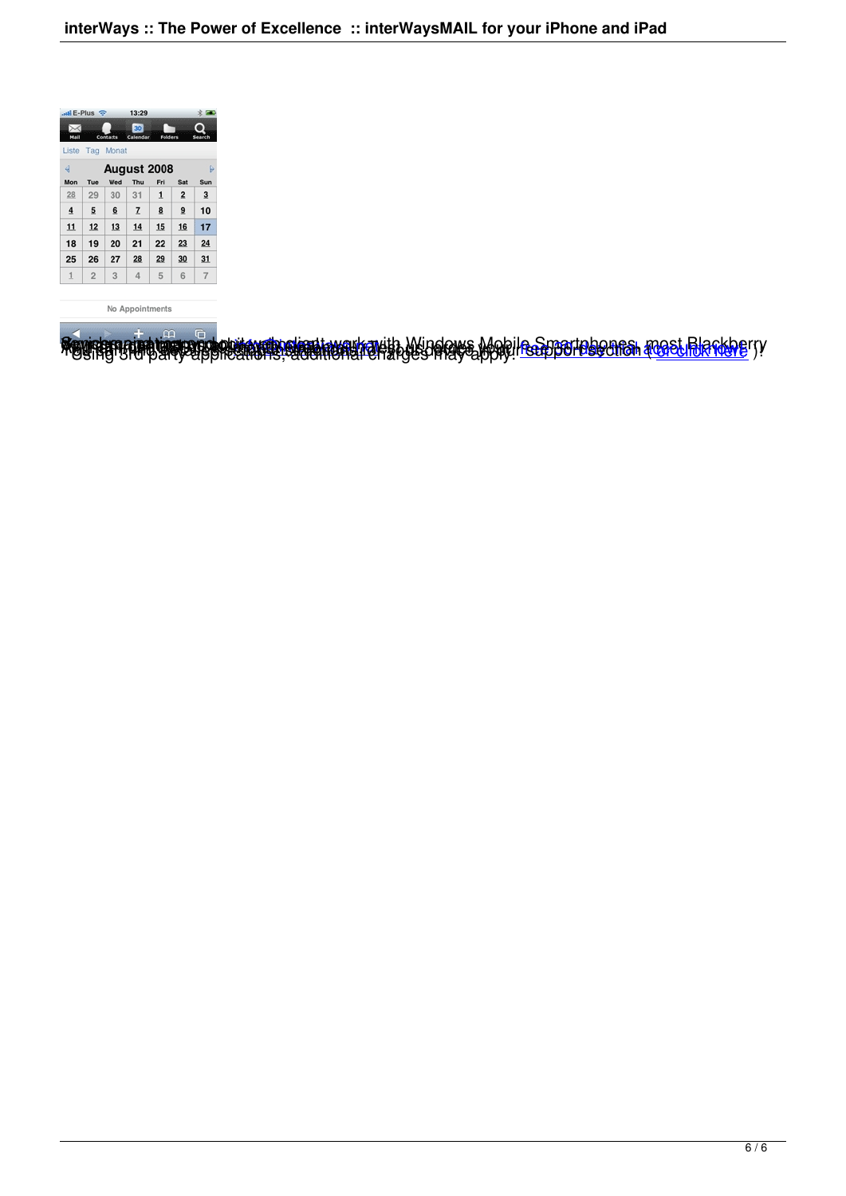...work with Windows Mobile Smartphones, most Blackberry ...

Using 3rd party applications, additional charges may apply. ... support section ( or click here )!